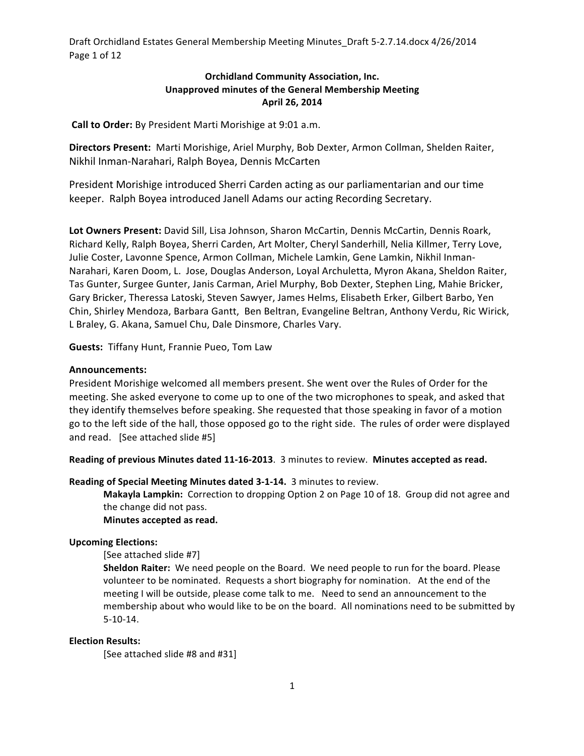**Orchidland Community Association, Inc.**
**Unapproved minutes of the General Membership Meeting**
**April 26, 2014**

**Call to Order:** By President Marti Morishige at 9:01 a.m.

**Directors Present:** Marti Morishige, Ariel Murphy, Bob Dexter, Armon Collman, Shelden Raiter, Nikhil Inman-Narahari, Ralph Boyea, Dennis McCarten

President Morishige introduced Sherri Carden acting as our parliamentarian and our time keeper. Ralph Boyea introduced Janell Adams our acting Recording Secretary.

**Lot Owners Present:** David Sill, Lisa Johnson, Sharon McCartin, Dennis McCartin, Dennis Roark, Richard Kelly, Ralph Boyea, Sherri Carden, Art Molter, Cheryl Sanderhill, Nelia Killmer, Terry Love, Julie Coster, Lavonne Spence, Armon Collman, Michele Lamkin, Gene Lamkin, Nikhil Inman-Narahari, Karen Doom, L. Jose, Douglas Anderson, Loyal Archuletta, Myron Akana, Sheldon Raiter, Tas Gunter, Surgee Gunter, Janis Carman, Ariel Murphy, Bob Dexter, Stephen Ling, Mahie Bricker, Gary Bricker, Theressa Latoski, Steven Sawyer, James Helms, Elisabeth Erker, Gilbert Barbo, Yen Chin, Shirley Mendoza, Barbara Gantt, Ben Beltran, Evangeline Beltran, Anthony Verdu, Ric Wirick, L Braley, G. Akana, Samuel Chu, Dale Dinsmore, Charles Vary.

**Guests:** Tiffany Hunt, Frannie Pueo, Tom Law

**Announcements:**
President Morishige welcomed all members present. She went over the Rules of Order for the meeting. She asked everyone to come up to one of the two microphones to speak, and asked that they identify themselves before speaking. She requested that those speaking in favor of a motion go to the left side of the hall, those opposed go to the right side. The rules of order were displayed and read. [See attached slide #5]

**Reading of previous Minutes dated 11-16-2013**. 3 minutes to review. **Minutes accepted as read.**

**Reading of Special Meeting Minutes dated 3-1-14.** 3 minutes to review.

> **Makayla Lampkin:** Correction to dropping Option 2 on Page 10 of 18. Group did not agree and the change did not pass.
> **Minutes accepted as read.**

**Upcoming Elections:**

> [See attached slide #7]
> **Sheldon Raiter:** We need people on the Board. We need people to run for the board. Please volunteer to be nominated. Requests a short biography for nomination. At the end of the meeting I will be outside, please come talk to me. Need to send an announcement to the membership about who would like to be on the board. All nominations need to be submitted by 5-10-14.

**Election Results:**

> [See attached slide #8 and #31]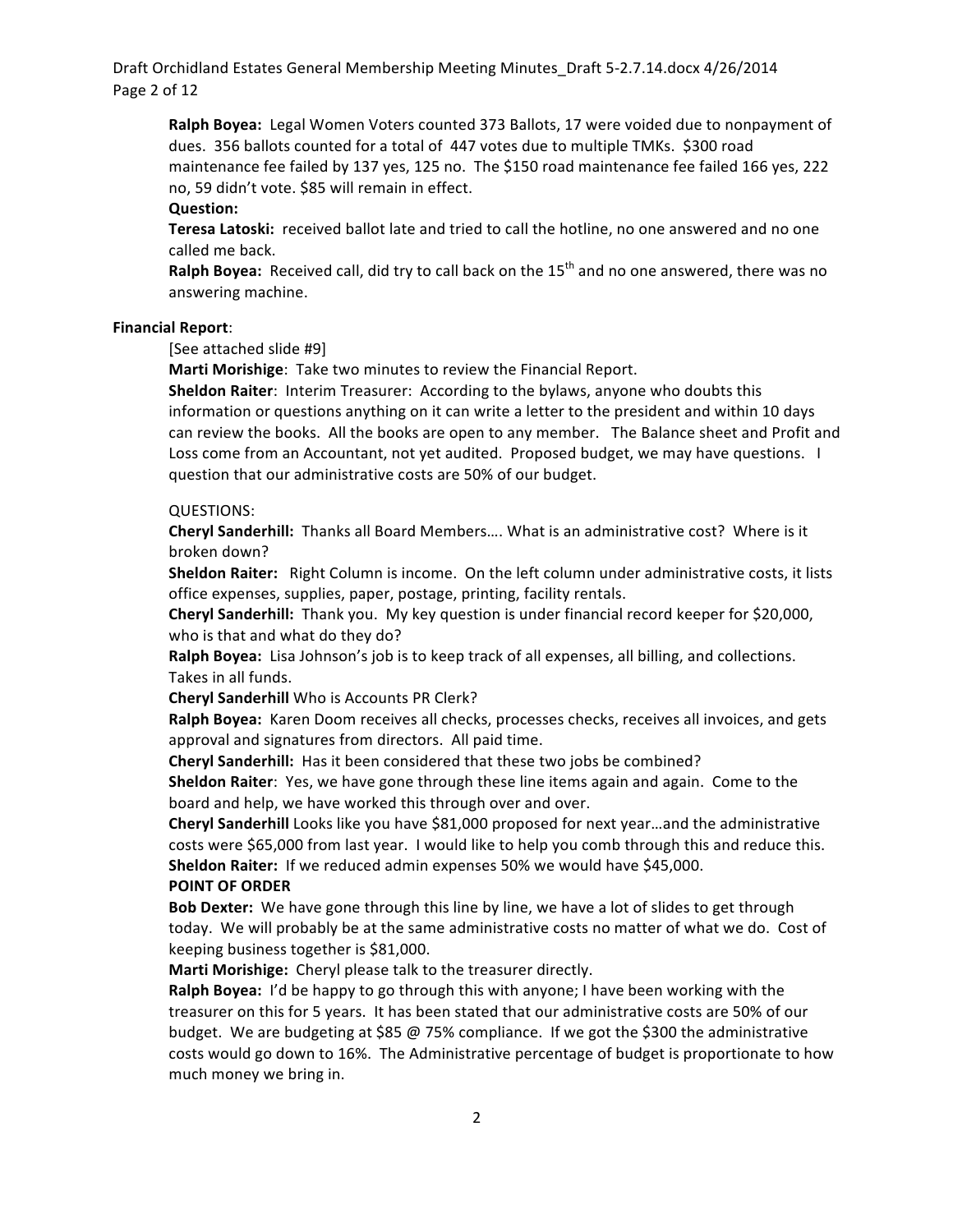**Ralph Boyea:** Legal Women Voters counted 373 Ballots, 17 were voided due to nonpayment of dues. 356 ballots counted for a total of 447 votes due to multiple TMKs. $300 road maintenance fee failed by 137 yes, 125 no. The $150 road maintenance fee failed 166 yes, 222 no, 59 didn't vote. $85 will remain in effect.

**Question:**

**Teresa Latoski:** received ballot late and tried to call the hotline, no one answered and no one called me back.

**Ralph Boyea:** Received call, did try to call back on the 15th and no one answered, there was no answering machine.

**Financial Report**:

[See attached slide #9]

**Marti Morishige**: Take two minutes to review the Financial Report.

**Sheldon Raiter**: Interim Treasurer: According to the bylaws, anyone who doubts this information or questions anything on it can write a letter to the president and within 10 days can review the books. All the books are open to any member. The Balance sheet and Profit and Loss come from an Accountant, not yet audited. Proposed budget, we may have questions. I question that our administrative costs are 50% of our budget.

QUESTIONS:

**Cheryl Sanderhill:** Thanks all Board Members…. What is an administrative cost? Where is it broken down?

**Sheldon Raiter:** Right Column is income. On the left column under administrative costs, it lists office expenses, supplies, paper, postage, printing, facility rentals.

**Cheryl Sanderhill:** Thank you. My key question is under financial record keeper for $20,000, who is that and what do they do?

**Ralph Boyea:** Lisa Johnson's job is to keep track of all expenses, all billing, and collections. Takes in all funds.

**Cheryl Sanderhill** Who is Accounts PR Clerk?

**Ralph Boyea:** Karen Doom receives all checks, processes checks, receives all invoices, and gets approval and signatures from directors. All paid time.

**Cheryl Sanderhill:** Has it been considered that these two jobs be combined?

**Sheldon Raiter**: Yes, we have gone through these line items again and again. Come to the board and help, we have worked this through over and over.

**Cheryl Sanderhill** Looks like you have $81,000 proposed for next year…and the administrative costs were $65,000 from last year. I would like to help you comb through this and reduce this.

**Sheldon Raiter:** If we reduced admin expenses 50% we would have $45,000.

**POINT OF ORDER**

**Bob Dexter:** We have gone through this line by line, we have a lot of slides to get through today. We will probably be at the same administrative costs no matter of what we do. Cost of keeping business together is $81,000.

**Marti Morishige:** Cheryl please talk to the treasurer directly.

**Ralph Boyea:** I'd be happy to go through this with anyone; I have been working with the treasurer on this for 5 years. It has been stated that our administrative costs are 50% of our budget. We are budgeting at $85 @ 75% compliance. If we got the $300 the administrative costs would go down to 16%. The Administrative percentage of budget is proportionate to how much money we bring in.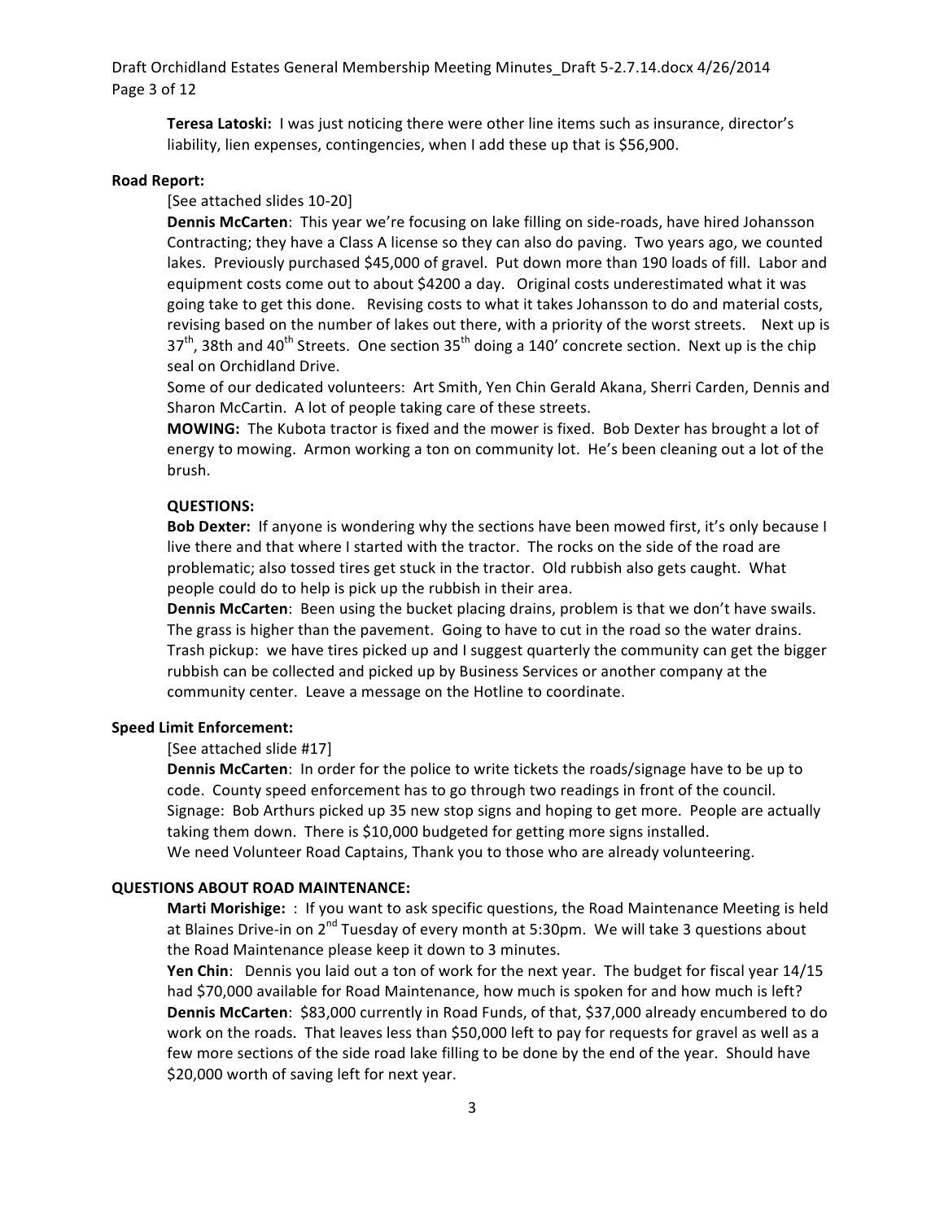**Teresa Latoski:** I was just noticing there were other line items such as insurance, director's liability, lien expenses, contingencies, when I add these up that is $56,900.

**Road Report:**

[See attached slides 10-20]

**Dennis McCarten**: This year we're focusing on lake filling on side-roads, have hired Johansson Contracting; they have a Class A license so they can also do paving. Two years ago, we counted lakes. Previously purchased $45,000 of gravel. Put down more than 190 loads of fill. Labor and equipment costs come out to about $4200 a day. Original costs underestimated what it was going take to get this done. Revising costs to what it takes Johansson to do and material costs, revising based on the number of lakes out there, with a priority of the worst streets. Next up is 37th, 38th and 40th Streets. One section 35th doing a 140' concrete section. Next up is the chip seal on Orchidland Drive.

Some of our dedicated volunteers: Art Smith, Yen Chin Gerald Akana, Sherri Carden, Dennis and Sharon McCartin. A lot of people taking care of these streets.

**MOWING:** The Kubota tractor is fixed and the mower is fixed. Bob Dexter has brought a lot of energy to mowing. Armon working a ton on community lot. He's been cleaning out a lot of the brush.

**QUESTIONS:**

**Bob Dexter:** If anyone is wondering why the sections have been mowed first, it's only because I live there and that where I started with the tractor. The rocks on the side of the road are problematic; also tossed tires get stuck in the tractor. Old rubbish also gets caught. What people could do to help is pick up the rubbish in their area.

**Dennis McCarten**: Been using the bucket placing drains, problem is that we don't have swails. The grass is higher than the pavement. Going to have to cut in the road so the water drains. Trash pickup: we have tires picked up and I suggest quarterly the community can get the bigger rubbish can be collected and picked up by Business Services or another company at the community center. Leave a message on the Hotline to coordinate.

**Speed Limit Enforcement:**

[See attached slide #17]

**Dennis McCarten**: In order for the police to write tickets the roads/signage have to be up to code. County speed enforcement has to go through two readings in front of the council. Signage: Bob Arthurs picked up 35 new stop signs and hoping to get more. People are actually taking them down. There is $10,000 budgeted for getting more signs installed.

We need Volunteer Road Captains, Thank you to those who are already volunteering.

**QUESTIONS ABOUT ROAD MAINTENANCE:**

**Marti Morishige:** : If you want to ask specific questions, the Road Maintenance Meeting is held at Blaines Drive-in on 2nd Tuesday of every month at 5:30pm. We will take 3 questions about the Road Maintenance please keep it down to 3 minutes.

**Yen Chin**: Dennis you laid out a ton of work for the next year. The budget for fiscal year 14/15 had $70,000 available for Road Maintenance, how much is spoken for and how much is left?

**Dennis McCarten**: $83,000 currently in Road Funds, of that, $37,000 already encumbered to do work on the roads. That leaves less than $50,000 left to pay for requests for gravel as well as a few more sections of the side road lake filling to be done by the end of the year. Should have $20,000 worth of saving left for next year.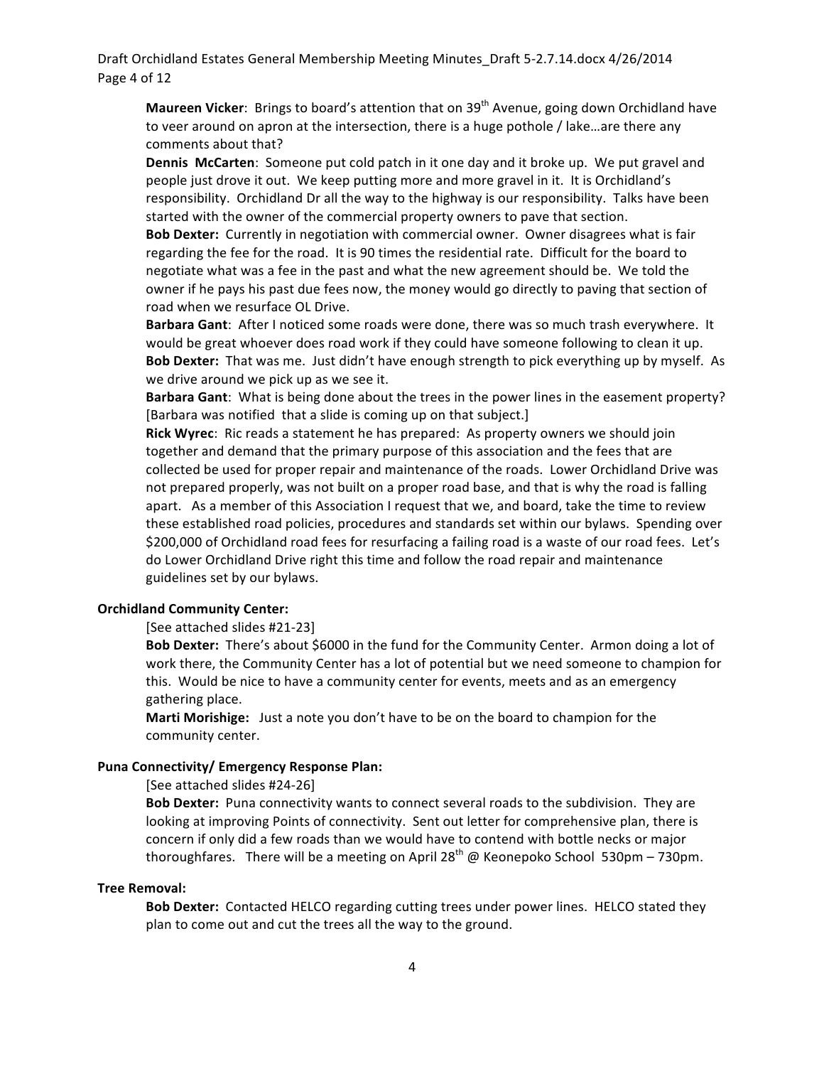**Maureen Vicker**: Brings to board's attention that on 39th Avenue, going down Orchidland have to veer around on apron at the intersection, there is a huge pothole / lake…are there any comments about that?

**Dennis McCarten**: Someone put cold patch in it one day and it broke up. We put gravel and people just drove it out. We keep putting more and more gravel in it. It is Orchidland's responsibility. Orchidland Dr all the way to the highway is our responsibility. Talks have been started with the owner of the commercial property owners to pave that section.

**Bob Dexter:** Currently in negotiation with commercial owner. Owner disagrees what is fair regarding the fee for the road. It is 90 times the residential rate. Difficult for the board to negotiate what was a fee in the past and what the new agreement should be. We told the owner if he pays his past due fees now, the money would go directly to paving that section of road when we resurface OL Drive.

**Barbara Gant**: After I noticed some roads were done, there was so much trash everywhere. It would be great whoever does road work if they could have someone following to clean it up.

**Bob Dexter:** That was me. Just didn't have enough strength to pick everything up by myself. As we drive around we pick up as we see it.

**Barbara Gant**: What is being done about the trees in the power lines in the easement property? [Barbara was notified that a slide is coming up on that subject.]

**Rick Wyrec**: Ric reads a statement he has prepared: As property owners we should join together and demand that the primary purpose of this association and the fees that are collected be used for proper repair and maintenance of the roads. Lower Orchidland Drive was not prepared properly, was not built on a proper road base, and that is why the road is falling apart. As a member of this Association I request that we, and board, take the time to review these established road policies, procedures and standards set within our bylaws. Spending over $200,000 of Orchidland road fees for resurfacing a failing road is a waste of our road fees. Let's do Lower Orchidland Drive right this time and follow the road repair and maintenance guidelines set by our bylaws.

**Orchidland Community Center:**

[See attached slides #21-23]

**Bob Dexter:** There's about $6000 in the fund for the Community Center. Armon doing a lot of work there, the Community Center has a lot of potential but we need someone to champion for this. Would be nice to have a community center for events, meets and as an emergency gathering place.

**Marti Morishige:** Just a note you don't have to be on the board to champion for the community center.

**Puna Connectivity/ Emergency Response Plan:**

[See attached slides #24-26]

**Bob Dexter:** Puna connectivity wants to connect several roads to the subdivision. They are looking at improving Points of connectivity. Sent out letter for comprehensive plan, there is concern if only did a few roads than we would have to contend with bottle necks or major thoroughfares. There will be a meeting on April 28th @ Keonepoko School 530pm – 730pm.

**Tree Removal:**

**Bob Dexter:** Contacted HELCO regarding cutting trees under power lines. HELCO stated they plan to come out and cut the trees all the way to the ground.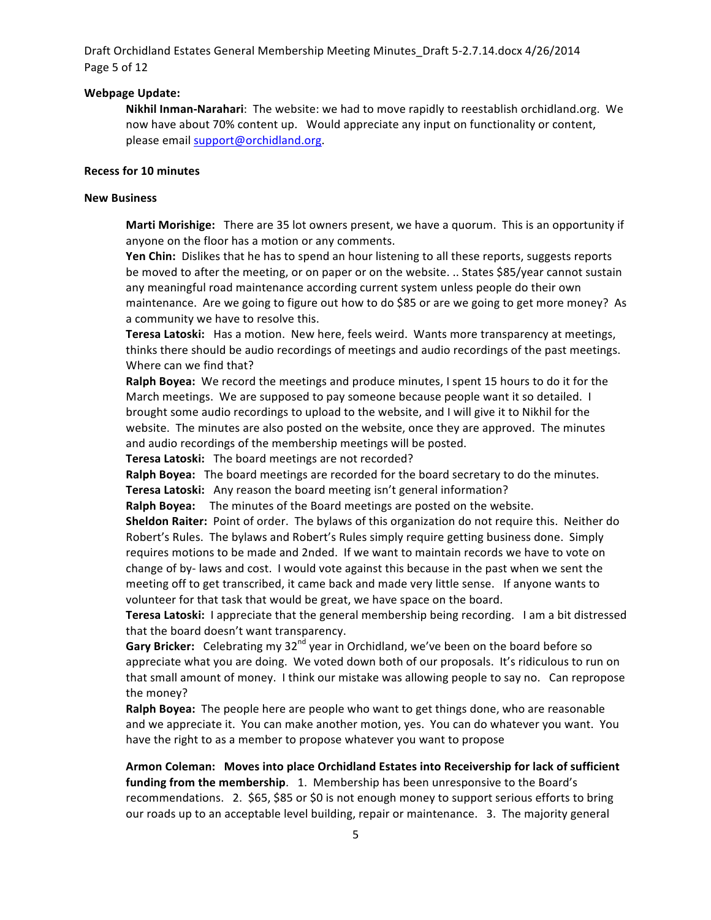**Webpage Update:**

**Nikhil Inman-Narahari**: The website: we had to move rapidly to reestablish orchidland.org. We now have about 70% content up. Would appreciate any input on functionality or content, please email support@orchidland.org.

**Recess for 10 minutes**

**New Business**

**Marti Morishige:** There are 35 lot owners present, we have a quorum. This is an opportunity if anyone on the floor has a motion or any comments.

**Yen Chin:** Dislikes that he has to spend an hour listening to all these reports, suggests reports be moved to after the meeting, or on paper or on the website. .. States $85/year cannot sustain any meaningful road maintenance according current system unless people do their own maintenance. Are we going to figure out how to do $85 or are we going to get more money? As a community we have to resolve this.

**Teresa Latoski:** Has a motion. New here, feels weird. Wants more transparency at meetings, thinks there should be audio recordings of meetings and audio recordings of the past meetings. Where can we find that?

**Ralph Boyea:** We record the meetings and produce minutes, I spent 15 hours to do it for the March meetings. We are supposed to pay someone because people want it so detailed. I brought some audio recordings to upload to the website, and I will give it to Nikhil for the website. The minutes are also posted on the website, once they are approved. The minutes and audio recordings of the membership meetings will be posted.

**Teresa Latoski:** The board meetings are not recorded?

**Ralph Boyea:** The board meetings are recorded for the board secretary to do the minutes.

**Teresa Latoski:** Any reason the board meeting isn't general information?

**Ralph Boyea:** The minutes of the Board meetings are posted on the website.

**Sheldon Raiter:** Point of order. The bylaws of this organization do not require this. Neither do Robert's Rules. The bylaws and Robert's Rules simply require getting business done. Simply requires motions to be made and 2nded. If we want to maintain records we have to vote on change of by- laws and cost. I would vote against this because in the past when we sent the meeting off to get transcribed, it came back and made very little sense. If anyone wants to volunteer for that task that would be great, we have space on the board.

**Teresa Latoski:** I appreciate that the general membership being recording. I am a bit distressed that the board doesn't want transparency.

**Gary Bricker:** Celebrating my 32nd year in Orchidland, we've been on the board before so appreciate what you are doing. We voted down both of our proposals. It's ridiculous to run on that small amount of money. I think our mistake was allowing people to say no. Can repropose the money?

**Ralph Boyea:** The people here are people who want to get things done, who are reasonable and we appreciate it. You can make another motion, yes. You can do whatever you want. You have the right to as a member to propose whatever you want to propose

**Armon Coleman: Moves into place Orchidland Estates into Receivership for lack of sufficient funding from the membership**. 1. Membership has been unresponsive to the Board's recommendations. 2. $65, $85 or $0 is not enough money to support serious efforts to bring our roads up to an acceptable level building, repair or maintenance. 3. The majority general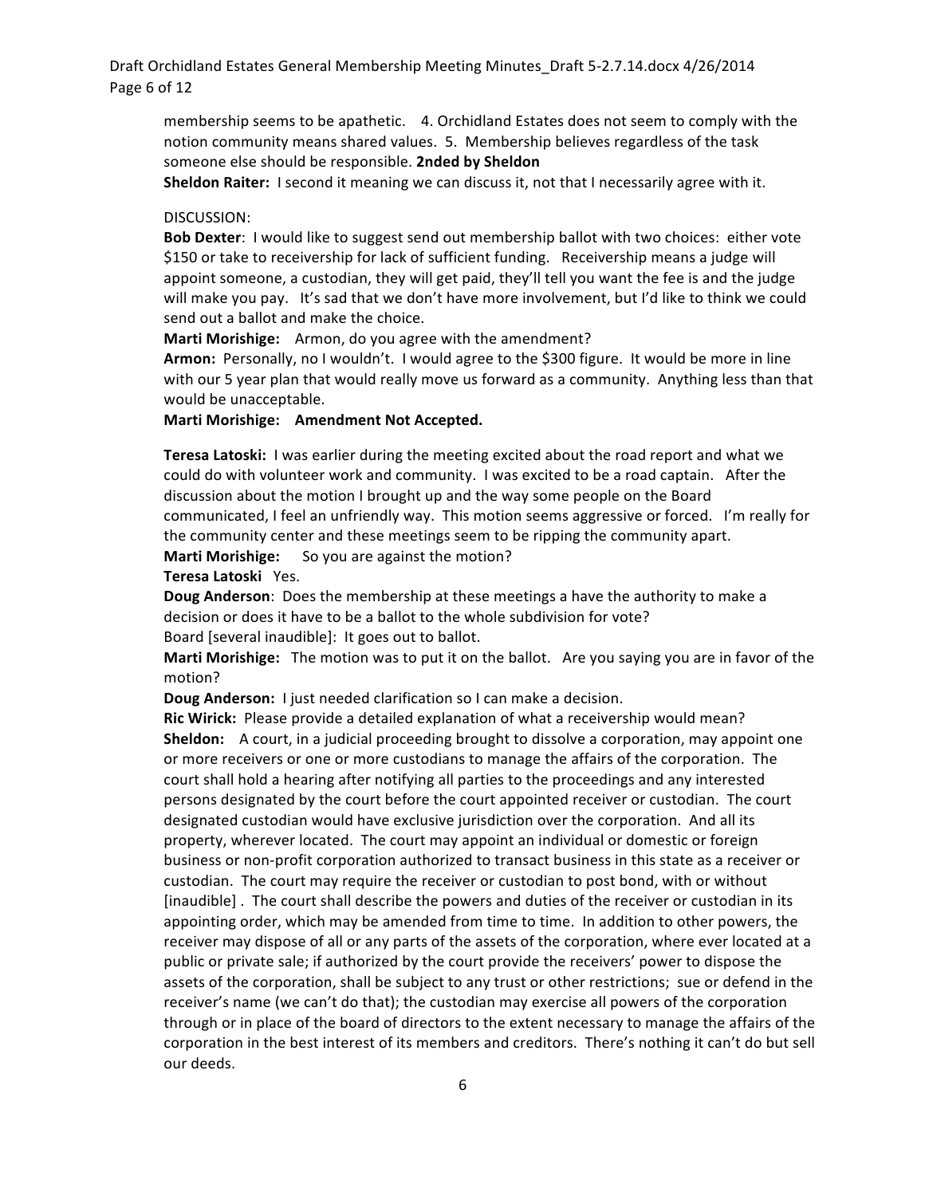membership seems to be apathetic.    4. Orchidland Estates does not seem to comply with the notion community means shared values.  5.  Membership believes regardless of the task someone else should be responsible. **2nded by Sheldon**

**Sheldon Raiter:**  I second it meaning we can discuss it, not that I necessarily agree with it.

DISCUSSION:

**Bob Dexter**:  I would like to suggest send out membership ballot with two choices:  either vote $150 or take to receivership for lack of sufficient funding.   Receivership means a judge will appoint someone, a custodian, they will get paid, they'll tell you want the fee is and the judge will make you pay.   It's sad that we don't have more involvement, but I'd like to think we could send out a ballot and make the choice.

**Marti Morishige:**    Armon, do you agree with the amendment?

**Armon:**  Personally, no I wouldn't.  I would agree to the $300 figure.  It would be more in line with our 5 year plan that would really move us forward as a community.  Anything less than that would be unacceptable.

**Marti Morishige:    Amendment Not Accepted.**

**Teresa Latoski:**  I was earlier during the meeting excited about the road report and what we could do with volunteer work and community.  I was excited to be a road captain.   After the discussion about the motion I brought up and the way some people on the Board communicated, I feel an unfriendly way.  This motion seems aggressive or forced.   I'm really for the community center and these meetings seem to be ripping the community apart.

**Marti Morishige:**      So you are against the motion?

**Teresa Latoski**   Yes.

**Doug Anderson**:  Does the membership at these meetings a have the authority to make a decision or does it have to be a ballot to the whole subdivision for vote?

Board [several inaudible]:  It goes out to ballot.

**Marti Morishige:**   The motion was to put it on the ballot.   Are you saying you are in favor of the motion?

**Doug Anderson:**  I just needed clarification so I can make a decision.

**Ric Wirick:**  Please provide a detailed explanation of what a receivership would mean?

**Sheldon:**    A court, in a judicial proceeding brought to dissolve a corporation, may appoint one or more receivers or one or more custodians to manage the affairs of the corporation.  The court shall hold a hearing after notifying all parties to the proceedings and any interested persons designated by the court before the court appointed receiver or custodian.  The court designated custodian would have exclusive jurisdiction over the corporation.  And all its property, wherever located.  The court may appoint an individual or domestic or foreign business or non-profit corporation authorized to transact business in this state as a receiver or custodian.  The court may require the receiver or custodian to post bond, with or without [inaudible] .  The court shall describe the powers and duties of the receiver or custodian in its appointing order, which may be amended from time to time.  In addition to other powers, the receiver may dispose of all or any parts of the assets of the corporation, where ever located at a public or private sale; if authorized by the court provide the receivers' power to dispose the assets of the corporation, shall be subject to any trust or other restrictions;  sue or defend in the receiver's name (we can't do that); the custodian may exercise all powers of the corporation through or in place of the board of directors to the extent necessary to manage the affairs of the corporation in the best interest of its members and creditors.  There's nothing it can't do but sell our deeds.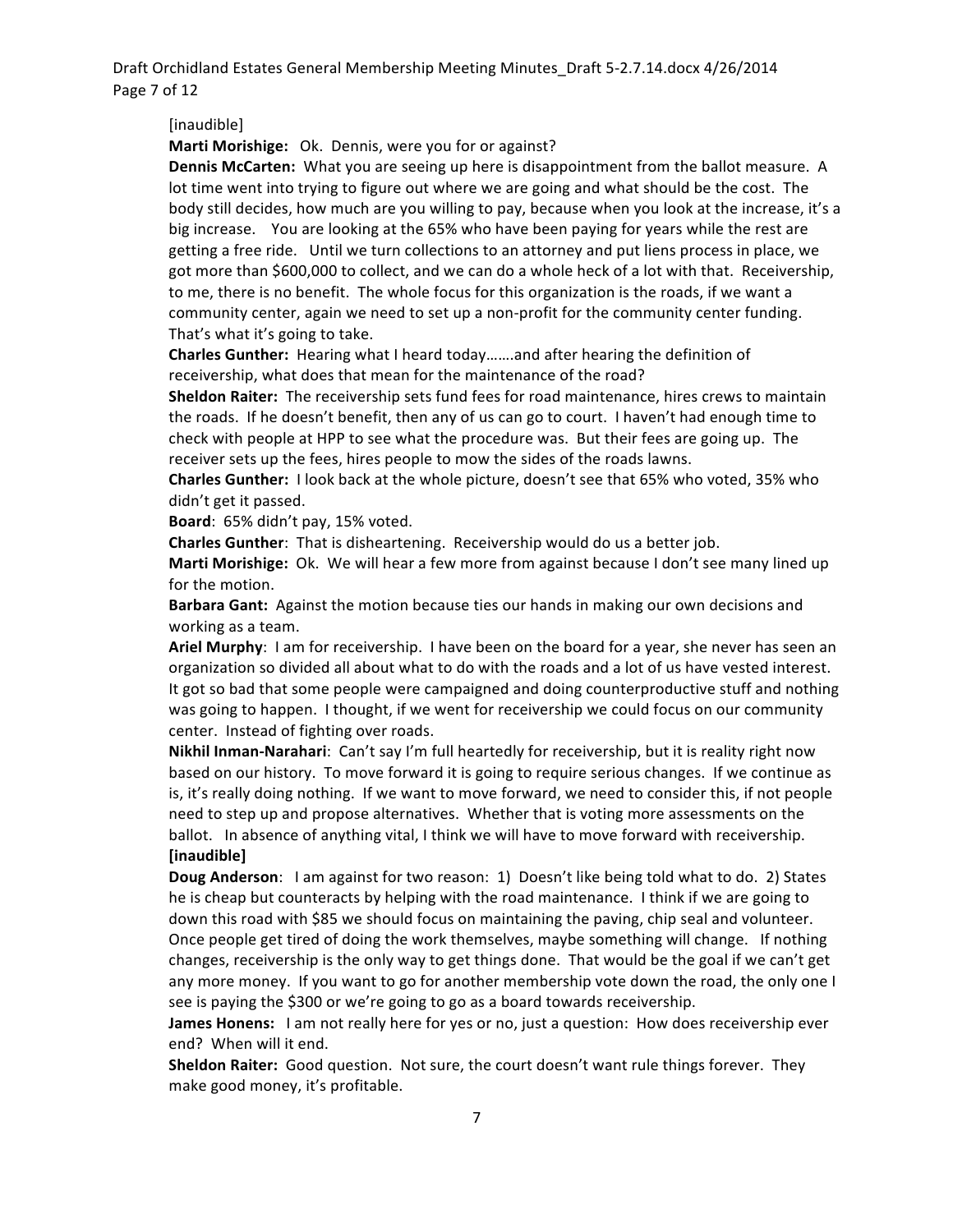[inaudible]

**Marti Morishige:** Ok. Dennis, were you for or against?

**Dennis McCarten:** What you are seeing up here is disappointment from the ballot measure. A lot time went into trying to figure out where we are going and what should be the cost. The body still decides, how much are you willing to pay, because when you look at the increase, it's a big increase. You are looking at the 65% who have been paying for years while the rest are getting a free ride. Until we turn collections to an attorney and put liens process in place, we got more than $600,000 to collect, and we can do a whole heck of a lot with that. Receivership, to me, there is no benefit. The whole focus for this organization is the roads, if we want a community center, again we need to set up a non-profit for the community center funding. That's what it's going to take.

**Charles Gunther:** Hearing what I heard today…….and after hearing the definition of receivership, what does that mean for the maintenance of the road?

**Sheldon Raiter:** The receivership sets fund fees for road maintenance, hires crews to maintain the roads. If he doesn't benefit, then any of us can go to court. I haven't had enough time to check with people at HPP to see what the procedure was. But their fees are going up. The receiver sets up the fees, hires people to mow the sides of the roads lawns.

**Charles Gunther:** I look back at the whole picture, doesn't see that 65% who voted, 35% who didn't get it passed.

**Board**: 65% didn't pay, 15% voted.

**Charles Gunther**: That is disheartening. Receivership would do us a better job.

**Marti Morishige:** Ok. We will hear a few more from against because I don't see many lined up for the motion.

**Barbara Gant:** Against the motion because ties our hands in making our own decisions and working as a team.

**Ariel Murphy**: I am for receivership. I have been on the board for a year, she never has seen an organization so divided all about what to do with the roads and a lot of us have vested interest. It got so bad that some people were campaigned and doing counterproductive stuff and nothing was going to happen. I thought, if we went for receivership we could focus on our community center. Instead of fighting over roads.

**Nikhil Inman-Narahari**: Can't say I'm full heartedly for receivership, but it is reality right now based on our history. To move forward it is going to require serious changes. If we continue as is, it's really doing nothing. If we want to move forward, we need to consider this, if not people need to step up and propose alternatives. Whether that is voting more assessments on the ballot. In absence of anything vital, I think we will have to move forward with receivership.

**[inaudible]**

**Doug Anderson**: I am against for two reason: 1) Doesn't like being told what to do. 2) States he is cheap but counteracts by helping with the road maintenance. I think if we are going to down this road with $85 we should focus on maintaining the paving, chip seal and volunteer. Once people get tired of doing the work themselves, maybe something will change. If nothing changes, receivership is the only way to get things done. That would be the goal if we can't get any more money. If you want to go for another membership vote down the road, the only one I see is paying the $300 or we're going to go as a board towards receivership.

**James Honens:** I am not really here for yes or no, just a question: How does receivership ever end? When will it end.

**Sheldon Raiter:** Good question. Not sure, the court doesn't want rule things forever. They make good money, it's profitable.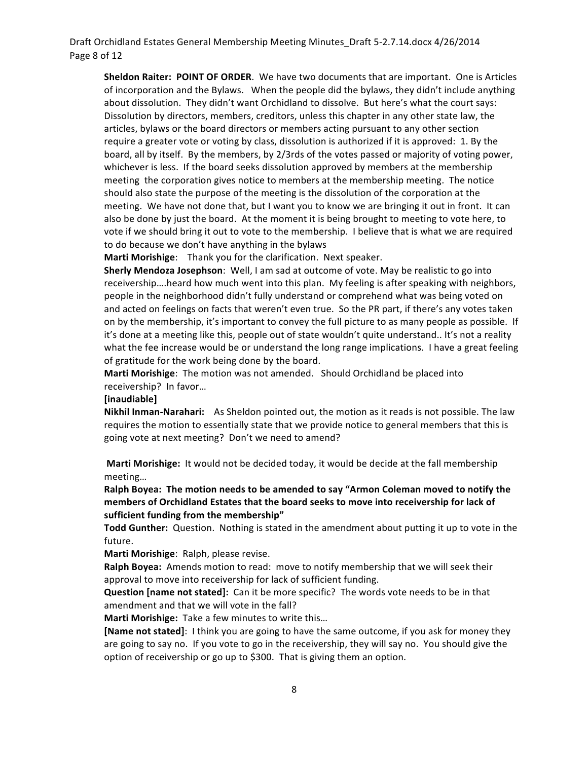**Sheldon Raiter: POINT OF ORDER**. We have two documents that are important. One is Articles of incorporation and the Bylaws. When the people did the bylaws, they didn't include anything about dissolution. They didn't want Orchidland to dissolve. But here's what the court says: Dissolution by directors, members, creditors, unless this chapter in any other state law, the articles, bylaws or the board directors or members acting pursuant to any other section require a greater vote or voting by class, dissolution is authorized if it is approved: 1. By the board, all by itself. By the members, by 2/3rds of the votes passed or majority of voting power, whichever is less. If the board seeks dissolution approved by members at the membership meeting the corporation gives notice to members at the membership meeting. The notice should also state the purpose of the meeting is the dissolution of the corporation at the meeting. We have not done that, but I want you to know we are bringing it out in front. It can also be done by just the board. At the moment it is being brought to meeting to vote here, to vote if we should bring it out to vote to the membership. I believe that is what we are required to do because we don't have anything in the bylaws

**Marti Morishige**: Thank you for the clarification. Next speaker.

**Sherly Mendoza Josephson**: Well, I am sad at outcome of vote. May be realistic to go into receivership….heard how much went into this plan. My feeling is after speaking with neighbors, people in the neighborhood didn't fully understand or comprehend what was being voted on and acted on feelings on facts that weren't even true. So the PR part, if there's any votes taken on by the membership, it's important to convey the full picture to as many people as possible. If it's done at a meeting like this, people out of state wouldn't quite understand.. It's not a reality what the fee increase would be or understand the long range implications. I have a great feeling of gratitude for the work being done by the board.

**Marti Morishige**: The motion was not amended. Should Orchidland be placed into receivership? In favor…

**[inaudiable]**

**Nikhil Inman-Narahari:** As Sheldon pointed out, the motion as it reads is not possible. The law requires the motion to essentially state that we provide notice to general members that this is going vote at next meeting? Don't we need to amend?

**Marti Morishige:** It would not be decided today, it would be decide at the fall membership meeting…

**Ralph Boyea: The motion needs to be amended to say "Armon Coleman moved to notify the members of Orchidland Estates that the board seeks to move into receivership for lack of sufficient funding from the membership"**

**Todd Gunther:** Question. Nothing is stated in the amendment about putting it up to vote in the future.

**Marti Morishige**: Ralph, please revise.

**Ralph Boyea:** Amends motion to read: move to notify membership that we will seek their approval to move into receivership for lack of sufficient funding.

**Question [name not stated]:** Can it be more specific? The words vote needs to be in that amendment and that we will vote in the fall?

**Marti Morishige:** Take a few minutes to write this…

**[Name not stated]**: I think you are going to have the same outcome, if you ask for money they are going to say no. If you vote to go in the receivership, they will say no. You should give the option of receivership or go up to $300. That is giving them an option.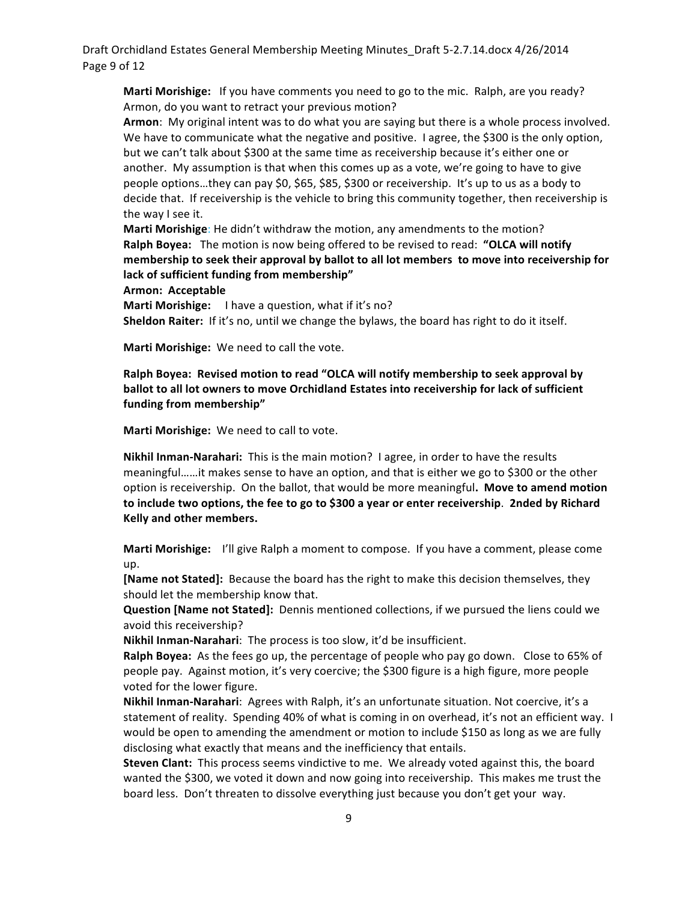**Marti Morishige:** If you have comments you need to go to the mic. Ralph, are you ready? Armon, do you want to retract your previous motion?

**Armon**: My original intent was to do what you are saying but there is a whole process involved. We have to communicate what the negative and positive. I agree, the $300 is the only option, but we can't talk about $300 at the same time as receivership because it's either one or another. My assumption is that when this comes up as a vote, we're going to have to give people options…they can pay $0, $65, $85, $300 or receivership. It's up to us as a body to decide that. If receivership is the vehicle to bring this community together, then receivership is the way I see it.

**Marti Morishige**: He didn't withdraw the motion, any amendments to the motion?

**Ralph Boyea:** The motion is now being offered to be revised to read: **"OLCA will notify membership to seek their approval by ballot to all lot members to move into receivership for lack of sufficient funding from membership"**

**Armon: Acceptable**

**Marti Morishige:** I have a question, what if it's no?

**Sheldon Raiter:** If it's no, until we change the bylaws, the board has right to do it itself.

**Marti Morishige:** We need to call the vote.

**Ralph Boyea: Revised motion to read "OLCA will notify membership to seek approval by ballot to all lot owners to move Orchidland Estates into receivership for lack of sufficient funding from membership"**

**Marti Morishige:** We need to call to vote.

**Nikhil Inman-Narahari:** This is the main motion? I agree, in order to have the results meaningful……it makes sense to have an option, and that is either we go to $300 or the other option is receivership. On the ballot, that would be more meaningful**. Move to amend motion to include two options, the fee to go to $300 a year or enter receivership**. **2nded by Richard Kelly and other members.**

**Marti Morishige:** I'll give Ralph a moment to compose. If you have a comment, please come up.

**[Name not Stated]:** Because the board has the right to make this decision themselves, they should let the membership know that.

**Question [Name not Stated]:** Dennis mentioned collections, if we pursued the liens could we avoid this receivership?

**Nikhil Inman-Narahari**: The process is too slow, it'd be insufficient.

**Ralph Boyea:** As the fees go up, the percentage of people who pay go down. Close to 65% of people pay. Against motion, it's very coercive; the $300 figure is a high figure, more people voted for the lower figure.

**Nikhil Inman-Narahari**: Agrees with Ralph, it's an unfortunate situation. Not coercive, it's a statement of reality. Spending 40% of what is coming in on overhead, it's not an efficient way. I would be open to amending the amendment or motion to include $150 as long as we are fully disclosing what exactly that means and the inefficiency that entails.

**Steven Clant:** This process seems vindictive to me. We already voted against this, the board wanted the $300, we voted it down and now going into receivership. This makes me trust the board less. Don't threaten to dissolve everything just because you don't get your way.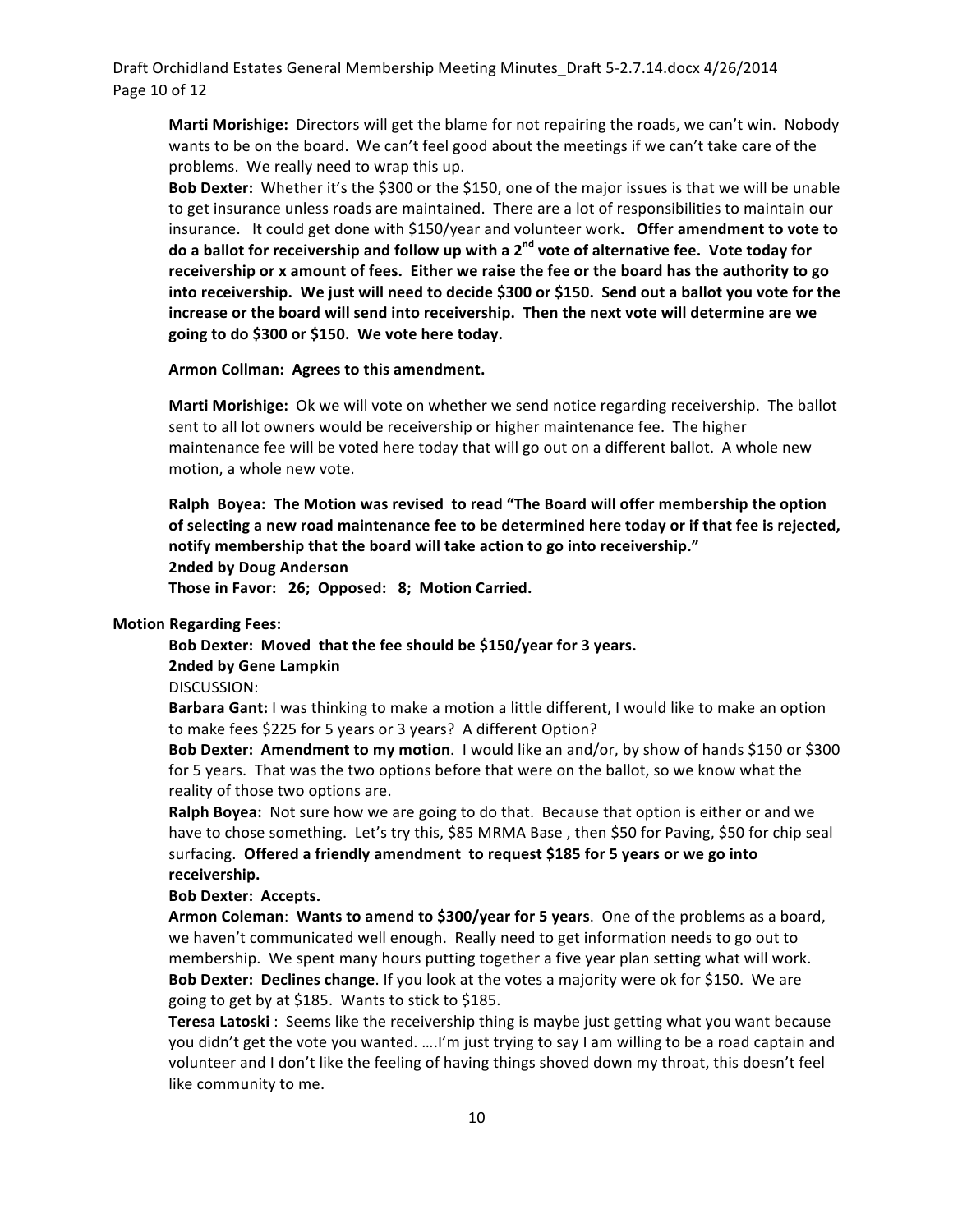**Marti Morishige:** Directors will get the blame for not repairing the roads, we can't win. Nobody wants to be on the board. We can't feel good about the meetings if we can't take care of the problems. We really need to wrap this up.

**Bob Dexter:** Whether it's the $300 or the $150, one of the major issues is that we will be unable to get insurance unless roads are maintained. There are a lot of responsibilities to maintain our insurance. It could get done with $150/year and volunteer work**. Offer amendment to vote to do a ballot for receivership and follow up with a 2nd vote of alternative fee. Vote today for receivership or x amount of fees. Either we raise the fee or the board has the authority to go into receivership. We just will need to decide $300 or $150. Send out a ballot you vote for the increase or the board will send into receivership. Then the next vote will determine are we going to do $300 or $150. We vote here today.**

**Armon Collman: Agrees to this amendment.**

**Marti Morishige:** Ok we will vote on whether we send notice regarding receivership. The ballot sent to all lot owners would be receivership or higher maintenance fee. The higher maintenance fee will be voted here today that will go out on a different ballot. A whole new motion, a whole new vote.

**Ralph Boyea: The Motion was revised to read "The Board will offer membership the option of selecting a new road maintenance fee to be determined here today or if that fee is rejected, notify membership that the board will take action to go into receivership."**
**2nded by Doug Anderson**
**Those in Favor: 26; Opposed: 8; Motion Carried.**

**Motion Regarding Fees:**

**Bob Dexter: Moved that the fee should be $150/year for 3 years.**
**2nded by Gene Lampkin**
DISCUSSION:

**Barbara Gant:** I was thinking to make a motion a little different, I would like to make an option to make fees $225 for 5 years or 3 years? A different Option?

**Bob Dexter: Amendment to my motion**. I would like an and/or, by show of hands $150 or $300 for 5 years. That was the two options before that were on the ballot, so we know what the reality of those two options are.

**Ralph Boyea:** Not sure how we are going to do that. Because that option is either or and we have to chose something. Let's try this, $85 MRMA Base , then $50 for Paving, $50 for chip seal surfacing. **Offered a friendly amendment to request $185 for 5 years or we go into receivership.**

**Bob Dexter: Accepts.**

**Armon Coleman**: **Wants to amend to $300/year for 5 years**. One of the problems as a board, we haven't communicated well enough. Really need to get information needs to go out to membership. We spent many hours putting together a five year plan setting what will work.

**Bob Dexter: Declines change**. If you look at the votes a majority were ok for $150. We are going to get by at $185. Wants to stick to $185.

**Teresa Latoski** : Seems like the receivership thing is maybe just getting what you want because you didn't get the vote you wanted. ….I'm just trying to say I am willing to be a road captain and volunteer and I don't like the feeling of having things shoved down my throat, this doesn't feel like community to me.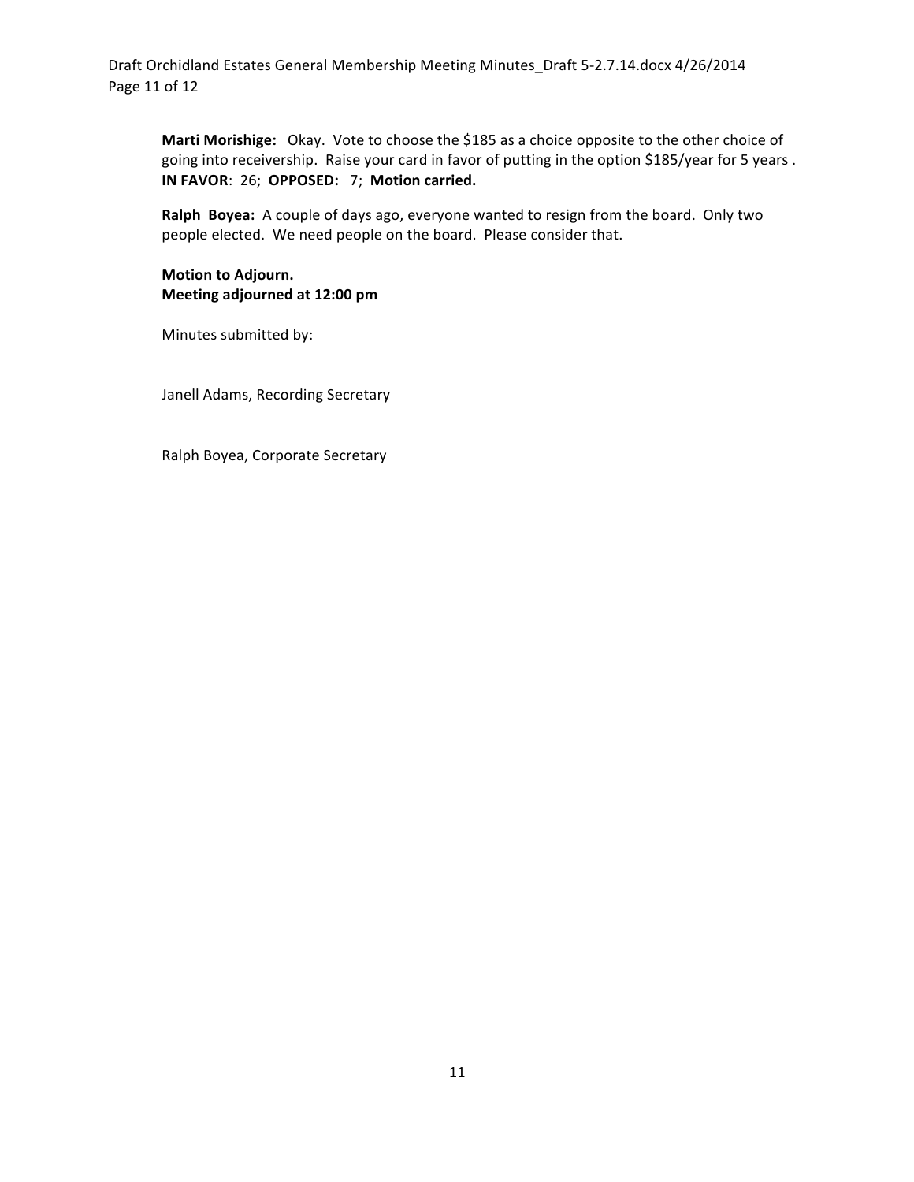**Marti Morishige:** Okay. Vote to choose the $185 as a choice opposite to the other choice of going into receivership. Raise your card in favor of putting in the option $185/year for 5 years . **IN FAVOR**: 26; **OPPOSED:** 7; **Motion carried.**

**Ralph Boyea:** A couple of days ago, everyone wanted to resign from the board. Only two people elected. We need people on the board. Please consider that.

**Motion to Adjourn.**
**Meeting adjourned at 12:00 pm**

Minutes submitted by:

Janell Adams, Recording Secretary

Ralph Boyea, Corporate Secretary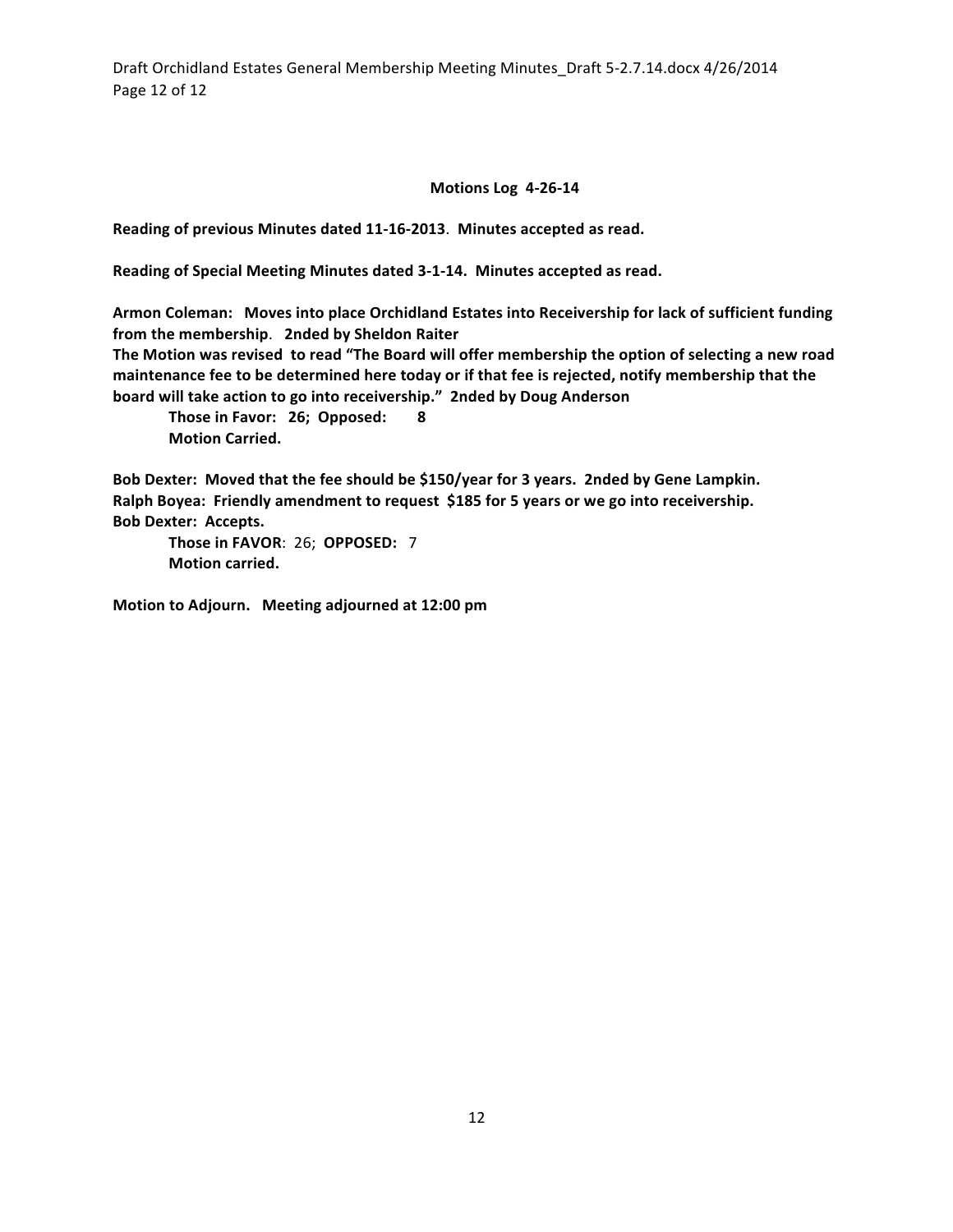**Motions Log 4-26-14**

**Reading of previous Minutes dated 11-16-2013. Minutes accepted as read.**

**Reading of Special Meeting Minutes dated 3-1-14. Minutes accepted as read.**

**Armon Coleman: Moves into place Orchidland Estates into Receivership for lack of sufficient funding from the membership. 2nded by Sheldon Raiter**
**The Motion was revised to read "The Board will offer membership the option of selecting a new road maintenance fee to be determined here today or if that fee is rejected, notify membership that the board will take action to go into receivership." 2nded by Doug Anderson**

**Those in Favor: 26; Opposed: 8**
**Motion Carried.**

**Bob Dexter: Moved that the fee should be $150/year for 3 years. 2nded by Gene Lampkin.**
**Ralph Boyea: Friendly amendment to request $185 for 5 years or we go into receivership.**
**Bob Dexter: Accepts.**

**Those in FAVOR**: 26; **OPPOSED:** 7
**Motion carried.**

**Motion to Adjourn. Meeting adjourned at 12:00 pm**